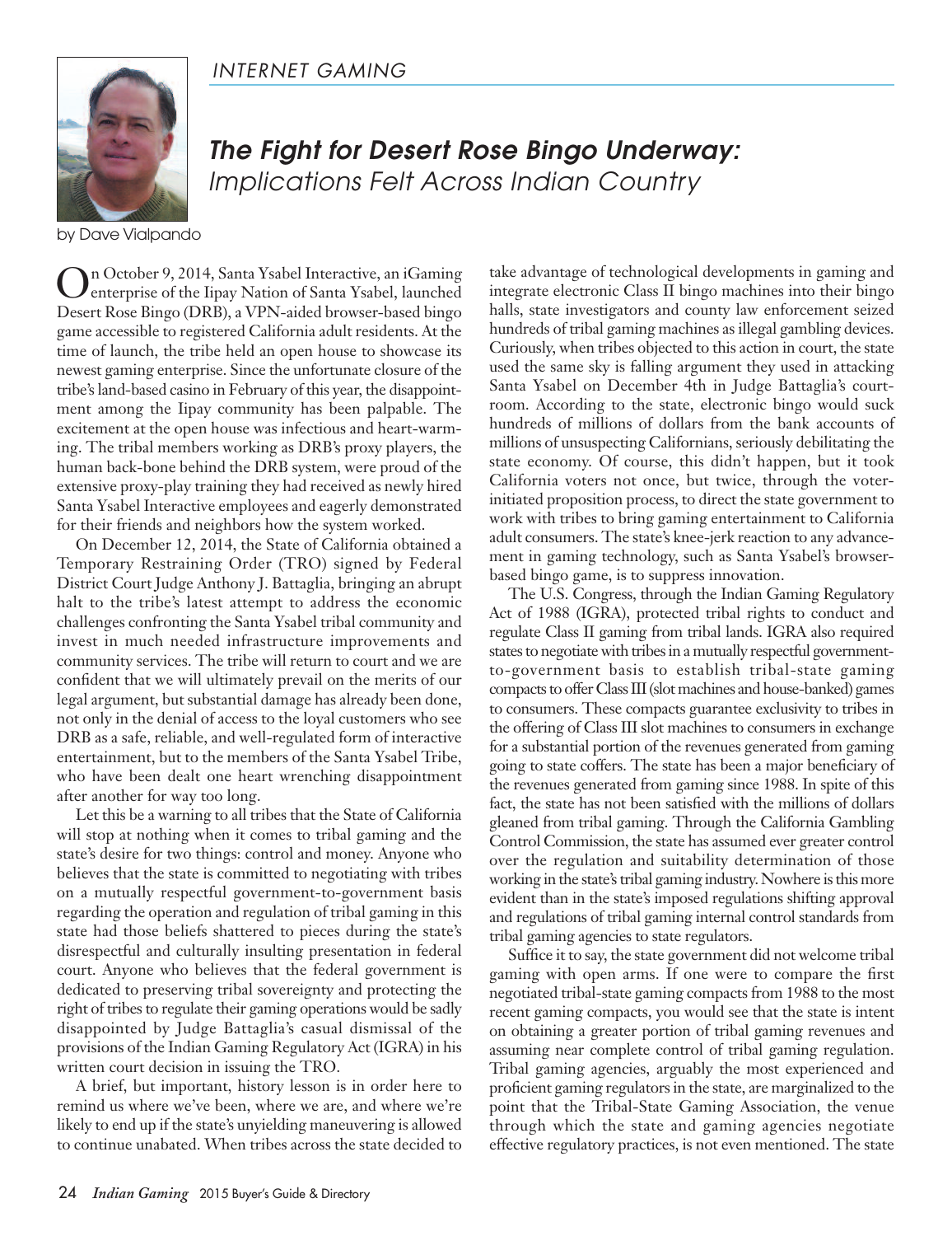INTERNET GAMING

# *The Fight for Desert Rose Bingo Underway: Implications Felt Across Indian Country*

by Dave Vialpando

On October 9, 2014, Santa Ysabel Interactive, an iGaming enterprise of the Iipay Nation of Santa Ysabel, launched Desert Rose Bingo (DRB), a VPN-aided browser-based bingo game accessible to registered California adult residents. At the time of launch, the tribe held an open house to showcase its newest gaming enterprise. Since the unfortunate closure of the tribe's land-based casino in February of this year, the disappointment among the Iipay community has been palpable. The excitement at the open house was infectious and heart-warming. The tribal members working as DRB's proxy players, the human back-bone behind the DRB system, were proud of the extensive proxy-play training they had received as newly hired Santa Ysabel Interactive employees and eagerly demonstrated for their friends and neighbors how the system worked.

On December 12, 2014, the State of California obtained a Temporary Restraining Order (TRO) signed by Federal District Court Judge Anthony J. Battaglia, bringing an abrupt halt to the tribe's latest attempt to address the economic challenges confronting the Santa Ysabel tribal community and invest in much needed infrastructure improvements and community services. The tribe will return to court and we are confident that we will ultimately prevail on the merits of our legal argument, but substantial damage has already been done, not only in the denial of access to the loyal customers who see DRB as a safe, reliable, and well-regulated form of interactive entertainment, but to the members of the Santa Ysabel Tribe, who have been dealt one heart wrenching disappointment after another for way too long.

Let this be a warning to all tribes that the State of California will stop at nothing when it comes to tribal gaming and the state's desire for two things: control and money. Anyone who believes that the state is committed to negotiating with tribes on a mutually respectful government-to-government basis regarding the operation and regulation of tribal gaming in this state had those beliefs shattered to pieces during the state's disrespectful and culturally insulting presentation in federal court. Anyone who believes that the federal government is dedicated to preserving tribal sovereignty and protecting the right of tribes to regulate their gaming operations would be sadly disappointed by Judge Battaglia's casual dismissal of the provisions of the Indian Gaming Regulatory Act (IGRA) in his written court decision in issuing the TRO.

A brief, but important, history lesson is in order here to remind us where we've been, where we are, and where we're likely to end up if the state's unyielding maneuvering is allowed to continue unabated. When tribes across the state decided to take advantage of technological developments in gaming and integrate electronic Class II bingo machines into their bingo halls, state investigators and county law enforcement seized hundreds of tribal gaming machines as illegal gambling devices. Curiously, when tribes objected to this action in court, the state used the same sky is falling argument they used in attacking Santa Ysabel on December 4th in Judge Battaglia's courtroom. According to the state, electronic bingo would suck hundreds of millions of dollars from the bank accounts of millions of unsuspecting Californians, seriously debilitating the state economy. Of course, this didn't happen, but it took California voters not once, but twice, through the voter-initiated proposition process, to direct the state government to work with tribes to bring gaming entertainment to California adult consumers. The state's knee-jerk reaction to any advancement in gaming technology, such as Santa Ysabel's browser-based bingo game, is to suppress innovation.

The U.S. Congress, through the Indian Gaming Regulatory Act of 1988 (IGRA), protected tribal rights to conduct and regulate Class II gaming from tribal lands. IGRA also required states to negotiate with tribes in a mutually respectful government-to-government basis to establish tribal-state gaming compacts to offer Class III (slot machines and house-banked) games to consumers. These compacts guarantee exclusivity to tribes in the offering of Class III slot machines to consumers in exchange for a substantial portion of the revenues generated from gaming going to state coffers. The state has been a major beneficiary of the revenues generated from gaming since 1988. In spite of this fact, the state has not been satisfied with the millions of dollars gleaned from tribal gaming. Through the California Gambling Control Commission, the state has assumed ever greater control over the regulation and suitability determination of those working in the state's tribal gaming industry. Nowhere is this more evident than in the state's imposed regulations shifting approval and regulations of tribal gaming internal control standards from tribal gaming agencies to state regulators.

Suffice it to say, the state government did not welcome tribal gaming with open arms. If one were to compare the first negotiated tribal-state gaming compacts from 1988 to the most recent gaming compacts, you would see that the state is intent on obtaining a greater portion of tribal gaming revenues and assuming near complete control of tribal gaming regulation. Tribal gaming agencies, arguably the most experienced and proficient gaming regulators in the state, are marginalized to the point that the Tribal-State Gaming Association, the venue through which the state and gaming agencies negotiate effective regulatory practices, is not even mentioned. The state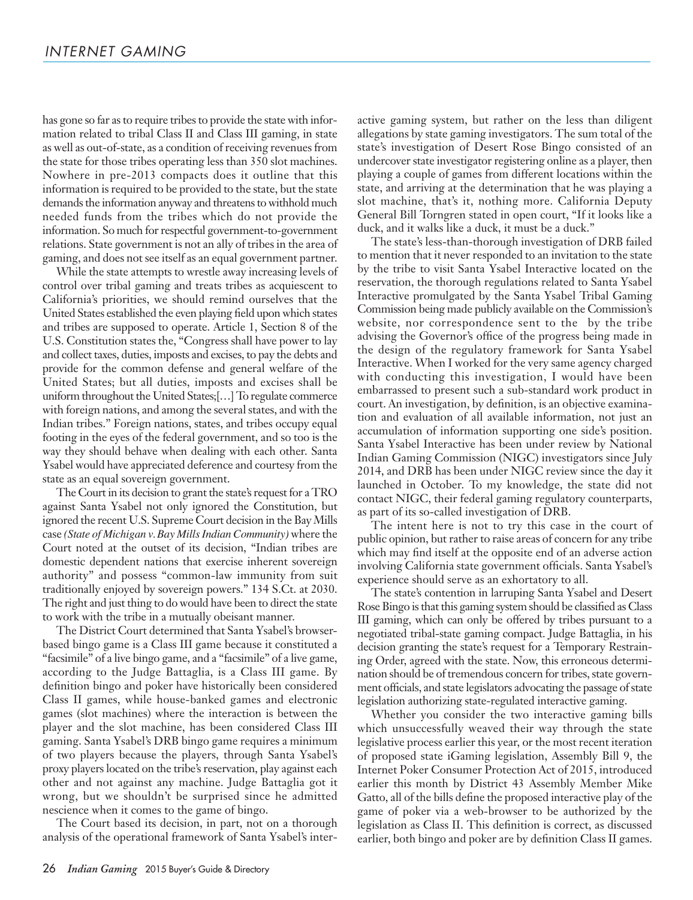has gone so far as to require tribes to provide the state with information related to tribal Class II and Class III gaming, in state as well as out-of-state, as a condition of receiving revenues from the state for those tribes operating less than 350 slot machines. Nowhere in pre-2013 compacts does it outline that this information is required to be provided to the state, but the state demands the information anyway and threatens to withhold much needed funds from the tribes which do not provide the information. So much for respectful government-to-government relations. State government is not an ally of tribes in the area of gaming, and does not see itself as an equal government partner.

While the state attempts to wrestle away increasing levels of control over tribal gaming and treats tribes as acquiescent to California's priorities, we should remind ourselves that the United States established the even playing field upon which states and tribes are supposed to operate. Article 1, Section 8 of the U.S. Constitution states the, "Congress shall have power to lay and collect taxes, duties, imposts and excises, to pay the debts and provide for the common defense and general welfare of the United States; but all duties, imposts and excises shall be uniform throughout the United States;[…] To regulate commerce with foreign nations, and among the several states, and with the Indian tribes." Foreign nations, states, and tribes occupy equal footing in the eyes of the federal government, and so too is the way they should behave when dealing with each other. Santa Ysabel would have appreciated deference and courtesy from the state as an equal sovereign government.

The Court in its decision to grant the state's request for a TRO against Santa Ysabel not only ignored the Constitution, but ignored the recent U.S. Supreme Court decision in the Bay Mills case *(State of Michigan v. Bay Mills Indian Community)* where the Court noted at the outset of its decision, "Indian tribes are domestic dependent nations that exercise inherent sovereign authority" and possess "common-law immunity from suit traditionally enjoyed by sovereign powers." 134 S.Ct. at 2030. The right and just thing to do would have been to direct the state to work with the tribe in a mutually obeisant manner.

The District Court determined that Santa Ysabel's browser-based bingo game is a Class III game because it constituted a "facsimile" of a live bingo game, and a "facsimile" of a live game, according to the Judge Battaglia, is a Class III game. By definition bingo and poker have historically been considered Class II games, while house-banked games and electronic games (slot machines) where the interaction is between the player and the slot machine, has been considered Class III gaming. Santa Ysabel's DRB bingo game requires a minimum of two players because the players, through Santa Ysabel's proxy players located on the tribe's reservation, play against each other and not against any machine. Judge Battaglia got it wrong, but we shouldn't be surprised since he admitted nescience when it comes to the game of bingo.

The Court based its decision, in part, not on a thorough analysis of the operational framework of Santa Ysabel's interactive gaming system, but rather on the less than diligent allegations by state gaming investigators. The sum total of the state's investigation of Desert Rose Bingo consisted of an undercover state investigator registering online as a player, then playing a couple of games from different locations within the state, and arriving at the determination that he was playing a slot machine, that's it, nothing more. California Deputy General Bill Torngren stated in open court, "If it looks like a duck, and it walks like a duck, it must be a duck."

The state's less-than-thorough investigation of DRB failed to mention that it never responded to an invitation to the state by the tribe to visit Santa Ysabel Interactive located on the reservation, the thorough regulations related to Santa Ysabel Interactive promulgated by the Santa Ysabel Tribal Gaming Commission being made publicly available on the Commission's website, nor correspondence sent to the by the tribe advising the Governor's office of the progress being made in the design of the regulatory framework for Santa Ysabel Interactive. When I worked for the very same agency charged with conducting this investigation, I would have been embarrassed to present such a sub-standard work product in court. An investigation, by definition, is an objective examination and evaluation of all available information, not just an accumulation of information supporting one side's position. Santa Ysabel Interactive has been under review by National Indian Gaming Commission (NIGC) investigators since July 2014, and DRB has been under NIGC review since the day it launched in October. To my knowledge, the state did not contact NIGC, their federal gaming regulatory counterparts, as part of its so-called investigation of DRB.

The intent here is not to try this case in the court of public opinion, but rather to raise areas of concern for any tribe which may find itself at the opposite end of an adverse action involving California state government officials. Santa Ysabel's experience should serve as an exhortatory to all.

The state's contention in larruping Santa Ysabel and Desert Rose Bingo is that this gaming system should be classified as Class III gaming, which can only be offered by tribes pursuant to a negotiated tribal-state gaming compact. Judge Battaglia, in his decision granting the state's request for a Temporary Restraining Order, agreed with the state. Now, this erroneous determination should be of tremendous concern for tribes, state government officials, and state legislators advocating the passage of state legislation authorizing state-regulated interactive gaming.

Whether you consider the two interactive gaming bills which unsuccessfully weaved their way through the state legislative process earlier this year, or the most recent iteration of proposed state iGaming legislation, Assembly Bill 9, the Internet Poker Consumer Protection Act of 2015, introduced earlier this month by District 43 Assembly Member Mike Gatto, all of the bills define the proposed interactive play of the game of poker via a web-browser to be authorized by the legislation as Class II. This definition is correct, as discussed earlier, both bingo and poker are by definition Class II games.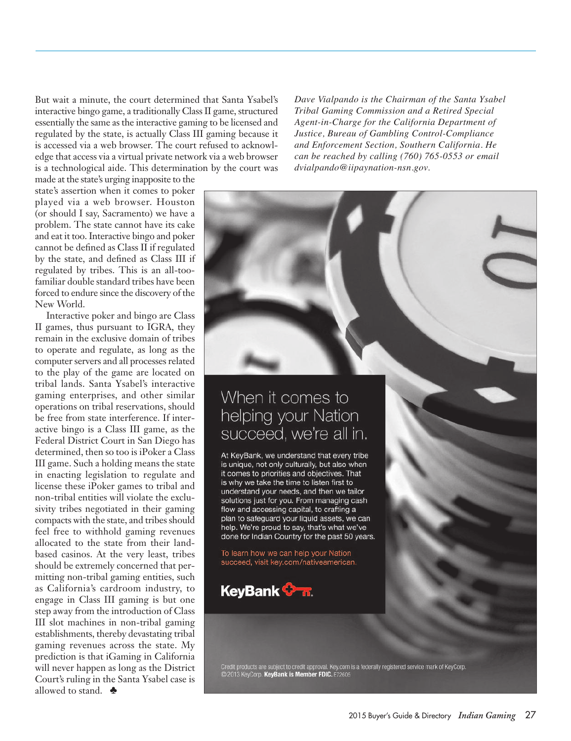But wait a minute, the court determined that Santa Ysabel's interactive bingo game, a traditionally Class II game, structured essentially the same as the interactive gaming to be licensed and regulated by the state, is actually Class III gaming because it is accessed via a web browser. The court refused to acknowledge that access via a virtual private network via a web browser is a technological aide. This determination by the court was made at the state's urging inapposite to the state's assertion when it comes to poker played via a web browser. Houston (or should I say, Sacramento) we have a problem. The state cannot have its cake and eat it too. Interactive bingo and poker cannot be defined as Class II if regulated by the state, and defined as Class III if regulated by tribes. This is an all-too-familiar double standard tribes have been forced to endure since the discovery of the New World.

Interactive poker and bingo are Class II games, thus pursuant to IGRA, they remain in the exclusive domain of tribes to operate and regulate, as long as the computer servers and all processes related to the play of the game are located on tribal lands. Santa Ysabel's interactive gaming enterprises, and other similar operations on tribal reservations, should be free from state interference. If interactive bingo is a Class III game, as the Federal District Court in San Diego has determined, then so too is iPoker a Class III game. Such a holding means the state in enacting legislation to regulate and license these iPoker games to tribal and non-tribal entities will violate the exclusivity tribes negotiated in their gaming compacts with the state, and tribes should feel free to withhold gaming revenues allocated to the state from their land-based casinos. At the very least, tribes should be extremely concerned that permitting non-tribal gaming entities, such as California's cardroom industry, to engage in Class III gaming is but one step away from the introduction of Class III slot machines in non-tribal gaming establishments, thereby devastating tribal gaming revenues across the state. My prediction is that iGaming in California will never happen as long as the District Court's ruling in the Santa Ysabel case is allowed to stand. ♣

*Dave Vialpando is the Chairman of the Santa Ysabel Tribal Gaming Commission and a Retired Special Agent-in-Charge for the California Department of Justice, Bureau of Gambling Control-Compliance and Enforcement Section, Southern California. He can be reached by calling (760) 765-0553 or email dvialpando@iipaynation-nsn.gov.*

When it comes to helping your Nation succeed, we're all in.

At KeyBank, we understand that every tribe is unique, not only culturally, but also when it comes to priorities and objectives. That is why we take the time to listen first to understand your needs, and then we tailor solutions just for you. From managing cash flow and accessing capital, to crafting a plan to safeguard your liquid assets, we can help. We're proud to say, that's what we've done for Indian Country for the past 50 years.

To learn how we can help your Nation succeed, visit key.com/nativeamerican.

KeyBank

Credit products are subject to credit approval. Key.com is a federally registered service mark of KeyCorp. ©2013 KeyCorp. **KeyBank is Member FDIC.** E72605